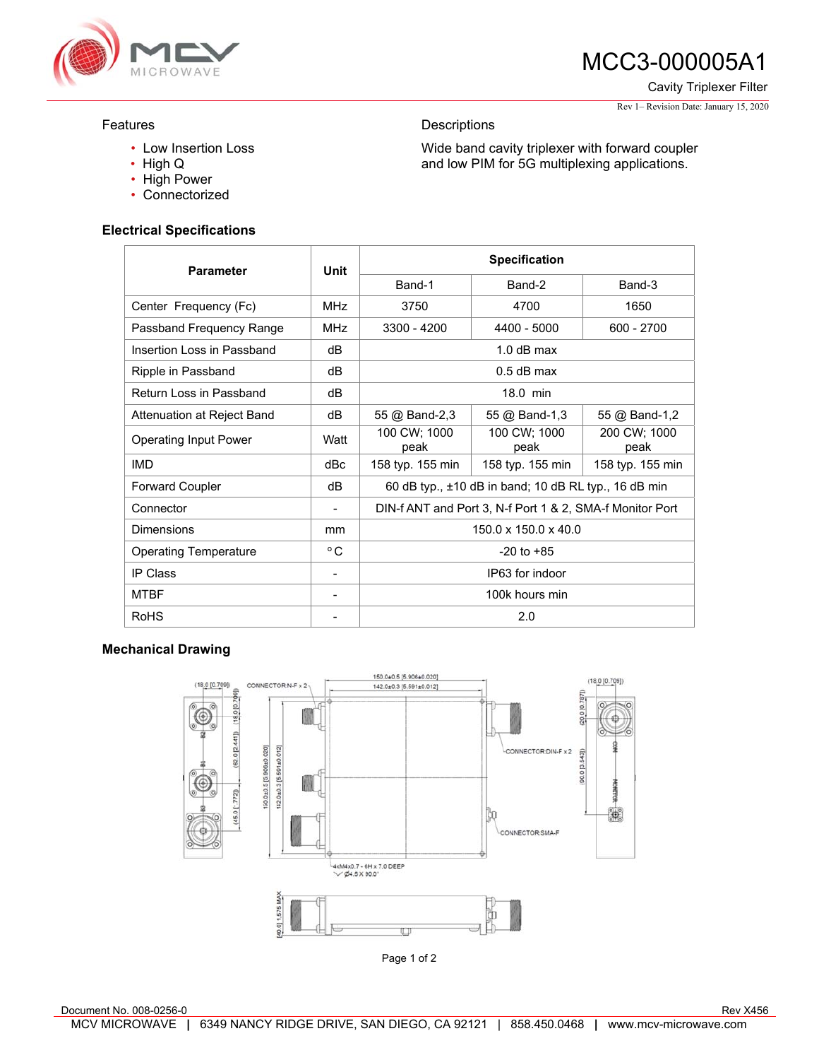# MCC3-000005A1

Cavity Triplexer Filter

Rev 1– Revision Date: January 15, 2020

## Features

- Low Insertion Loss
- High Q
- High Power
- Connectorized

## Descriptions

Wide band cavity triplexer with forward coupler and low PIM for 5G multiplexing applications.

### Electrical Specifications

| Parameter | Unit | Specification | | |
|---|---|---|---|---|
| | | Band-1 | Band-2 | Band-3 |
| Center Frequency (Fc) | MHz | 3750 | 4700 | 1650 |
| Passband Frequency Range | MHz | 3300 - 4200 | 4400 - 5000 | 600 - 2700 |
| Insertion Loss in Passband | dB | 1.0 dB max | | |
| Ripple in Passband | dB | 0.5 dB max | | |
| Return Loss in Passband | dB | 18.0 min | | |
| Attenuation at Reject Band | dB | 55 @ Band-2,3 | 55 @ Band-1,3 | 55 @ Band-1,2 |
| Operating Input Power | Watt | 100 CW; 1000 peak | 100 CW; 1000 peak | 200 CW; 1000 peak |
| IMD | dBc | 158 typ. 155 min | 158 typ. 155 min | 158 typ. 155 min |
| Forward Coupler | dB | 60 dB typ., ±10 dB in band; 10 dB RL typ., 16 dB min | | |
| Connector | - | DIN-f ANT and Port 3, N-f Port 1 & 2, SMA-f Monitor Port | | |
| Dimensions | mm | 150.0 x 150.0 x 40.0 | | |
| Operating Temperature | °C | -20 to +85 | | |
| IP Class | - | IP63 for indoor | | |
| MTBF | - | 100k hours min | | |
| RoHS | - | 2.0 | | |

### Mechanical Drawing

Document No. 008-0256-0

Rev X456

MCV MICROWAVE | 6349 NANCY RIDGE DRIVE, SAN DIEGO, CA 92121 | 858.450.0468 | www.mcv-microwave.com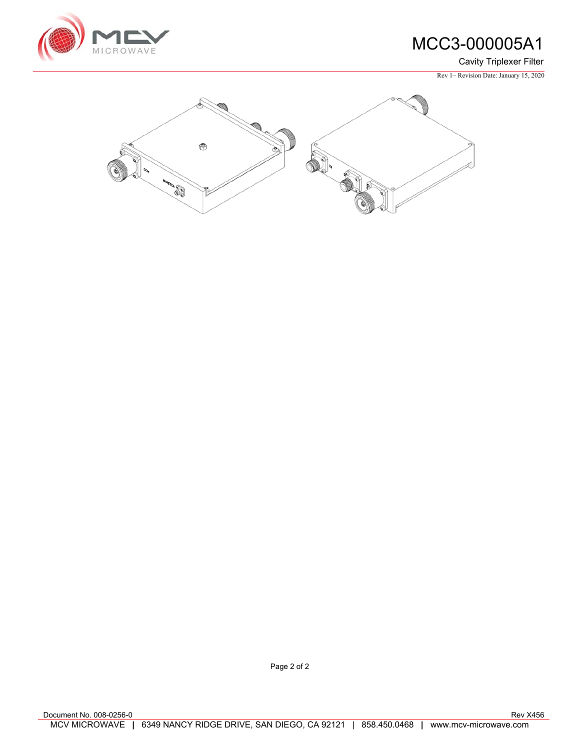# MCC3-000005A1

Cavity Triplexer Filter

Rev 1– Revision Date: January 15, 2020

Document No. 008-0256-0

Rev X456

MCV MICROWAVE | 6349 NANCY RIDGE DRIVE, SAN DIEGO, CA 92121 | 858.450.0468 | www.mcv-microwave.com